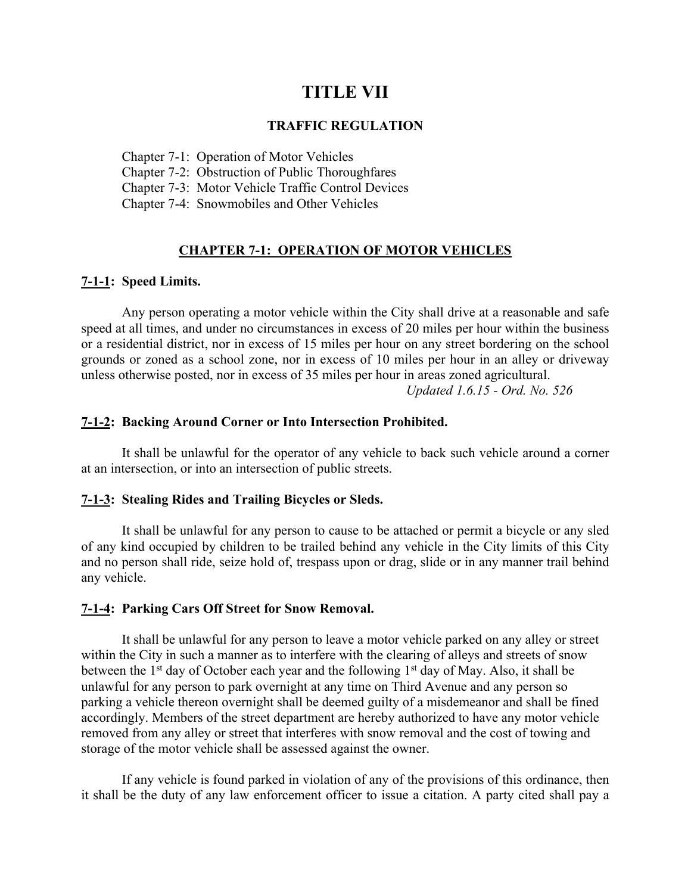# TITLE VII

## TRAFFIC REGULATION

Chapter 7-1: Operation of Motor Vehicles
Chapter 7-2: Obstruction of Public Thoroughfares
Chapter 7-3: Motor Vehicle Traffic Control Devices
Chapter 7-4: Snowmobiles and Other Vehicles

## CHAPTER 7-1: OPERATION OF MOTOR VEHICLES

### 7-1-1: Speed Limits.

Any person operating a motor vehicle within the City shall drive at a reasonable and safe speed at all times, and under no circumstances in excess of 20 miles per hour within the business or a residential district, nor in excess of 15 miles per hour on any street bordering on the school grounds or zoned as a school zone, nor in excess of 10 miles per hour in an alley or driveway unless otherwise posted, nor in excess of 35 miles per hour in areas zoned agricultural.

*Updated 1.6.15 - Ord. No. 526*

### 7-1-2: Backing Around Corner or Into Intersection Prohibited.

It shall be unlawful for the operator of any vehicle to back such vehicle around a corner at an intersection, or into an intersection of public streets.

### 7-1-3: Stealing Rides and Trailing Bicycles or Sleds.

It shall be unlawful for any person to cause to be attached or permit a bicycle or any sled of any kind occupied by children to be trailed behind any vehicle in the City limits of this City and no person shall ride, seize hold of, trespass upon or drag, slide or in any manner trail behind any vehicle.

### 7-1-4: Parking Cars Off Street for Snow Removal.

It shall be unlawful for any person to leave a motor vehicle parked on any alley or street within the City in such a manner as to interfere with the clearing of alleys and streets of snow between the 1st day of October each year and the following 1st day of May. Also, it shall be unlawful for any person to park overnight at any time on Third Avenue and any person so parking a vehicle thereon overnight shall be deemed guilty of a misdemeanor and shall be fined accordingly. Members of the street department are hereby authorized to have any motor vehicle removed from any alley or street that interferes with snow removal and the cost of towing and storage of the motor vehicle shall be assessed against the owner.

If any vehicle is found parked in violation of any of the provisions of this ordinance, then it shall be the duty of any law enforcement officer to issue a citation. A party cited shall pay a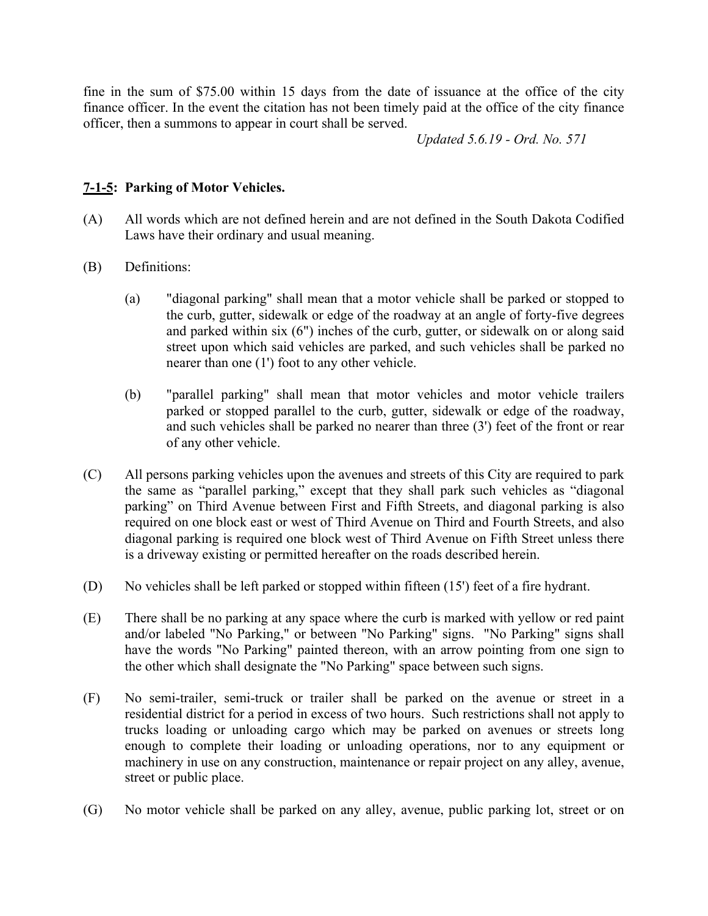fine in the sum of $75.00 within 15 days from the date of issuance at the office of the city finance officer. In the event the citation has not been timely paid at the office of the city finance officer, then a summons to appear in court shall be served.

*Updated 5.6.19 - Ord. No. 571*

### <u>7-1-5</u>: Parking of Motor Vehicles.

(A) All words which are not defined herein and are not defined in the South Dakota Codified Laws have their ordinary and usual meaning.

(B) Definitions:

(a) "diagonal parking" shall mean that a motor vehicle shall be parked or stopped to the curb, gutter, sidewalk or edge of the roadway at an angle of forty-five degrees and parked within six (6") inches of the curb, gutter, or sidewalk on or along said street upon which said vehicles are parked, and such vehicles shall be parked no nearer than one (1') foot to any other vehicle.

(b) "parallel parking" shall mean that motor vehicles and motor vehicle trailers parked or stopped parallel to the curb, gutter, sidewalk or edge of the roadway, and such vehicles shall be parked no nearer than three (3') feet of the front or rear of any other vehicle.

(C) All persons parking vehicles upon the avenues and streets of this City are required to park the same as "parallel parking," except that they shall park such vehicles as "diagonal parking" on Third Avenue between First and Fifth Streets, and diagonal parking is also required on one block east or west of Third Avenue on Third and Fourth Streets, and also diagonal parking is required one block west of Third Avenue on Fifth Street unless there is a driveway existing or permitted hereafter on the roads described herein.

(D) No vehicles shall be left parked or stopped within fifteen (15') feet of a fire hydrant.

(E) There shall be no parking at any space where the curb is marked with yellow or red paint and/or labeled "No Parking," or between "No Parking" signs. "No Parking" signs shall have the words "No Parking" painted thereon, with an arrow pointing from one sign to the other which shall designate the "No Parking" space between such signs.

(F) No semi-trailer, semi-truck or trailer shall be parked on the avenue or street in a residential district for a period in excess of two hours. Such restrictions shall not apply to trucks loading or unloading cargo which may be parked on avenues or streets long enough to complete their loading or unloading operations, nor to any equipment or machinery in use on any construction, maintenance or repair project on any alley, avenue, street or public place.

(G) No motor vehicle shall be parked on any alley, avenue, public parking lot, street or on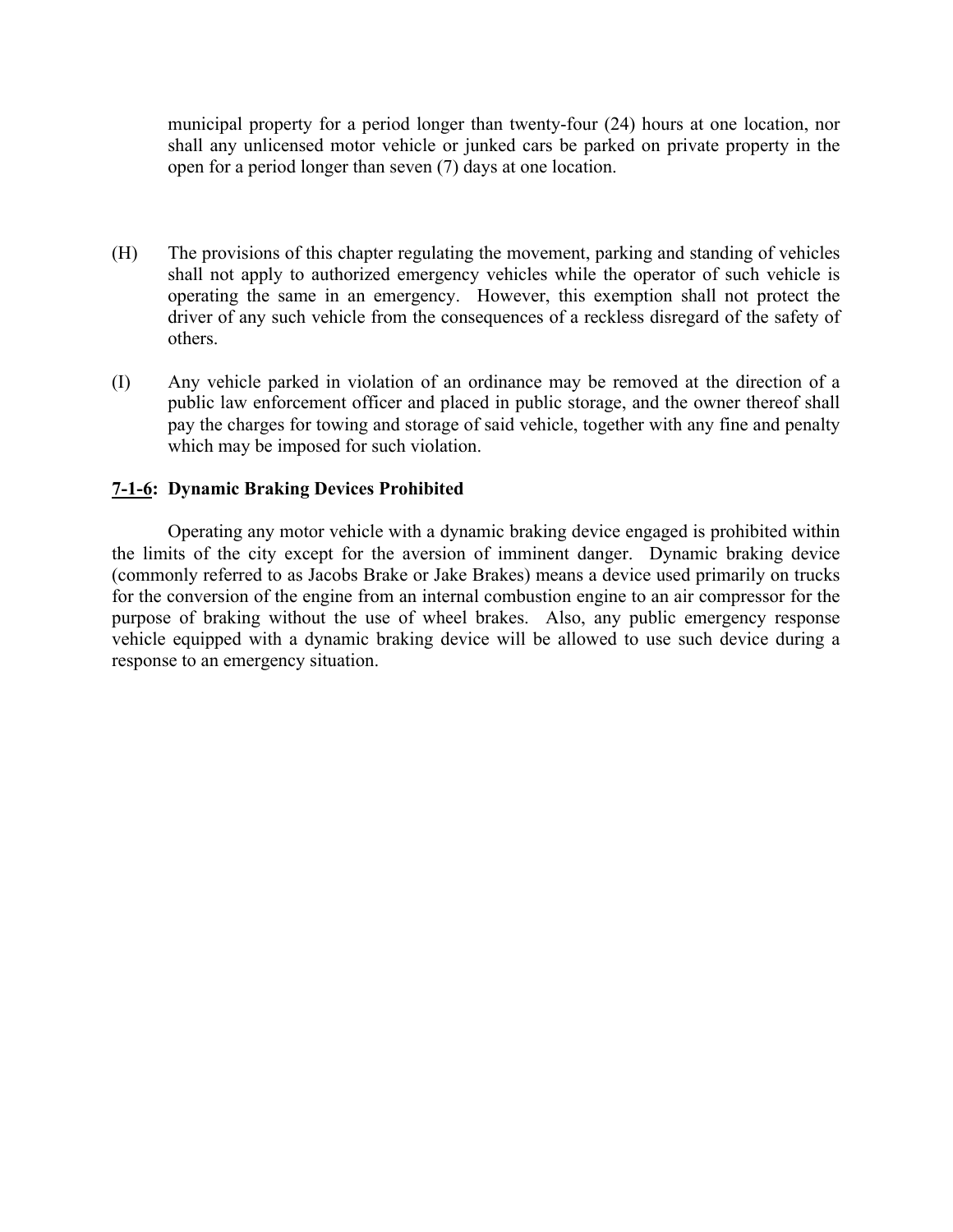municipal property for a period longer than twenty-four (24) hours at one location, nor shall any unlicensed motor vehicle or junked cars be parked on private property in the open for a period longer than seven (7) days at one location.

(H) The provisions of this chapter regulating the movement, parking and standing of vehicles shall not apply to authorized emergency vehicles while the operator of such vehicle is operating the same in an emergency. However, this exemption shall not protect the driver of any such vehicle from the consequences of a reckless disregard of the safety of others.

(I) Any vehicle parked in violation of an ordinance may be removed at the direction of a public law enforcement officer and placed in public storage, and the owner thereof shall pay the charges for towing and storage of said vehicle, together with any fine and penalty which may be imposed for such violation.

### 7-1-6: Dynamic Braking Devices Prohibited

Operating any motor vehicle with a dynamic braking device engaged is prohibited within the limits of the city except for the aversion of imminent danger. Dynamic braking device (commonly referred to as Jacobs Brake or Jake Brakes) means a device used primarily on trucks for the conversion of the engine from an internal combustion engine to an air compressor for the purpose of braking without the use of wheel brakes. Also, any public emergency response vehicle equipped with a dynamic braking device will be allowed to use such device during a response to an emergency situation.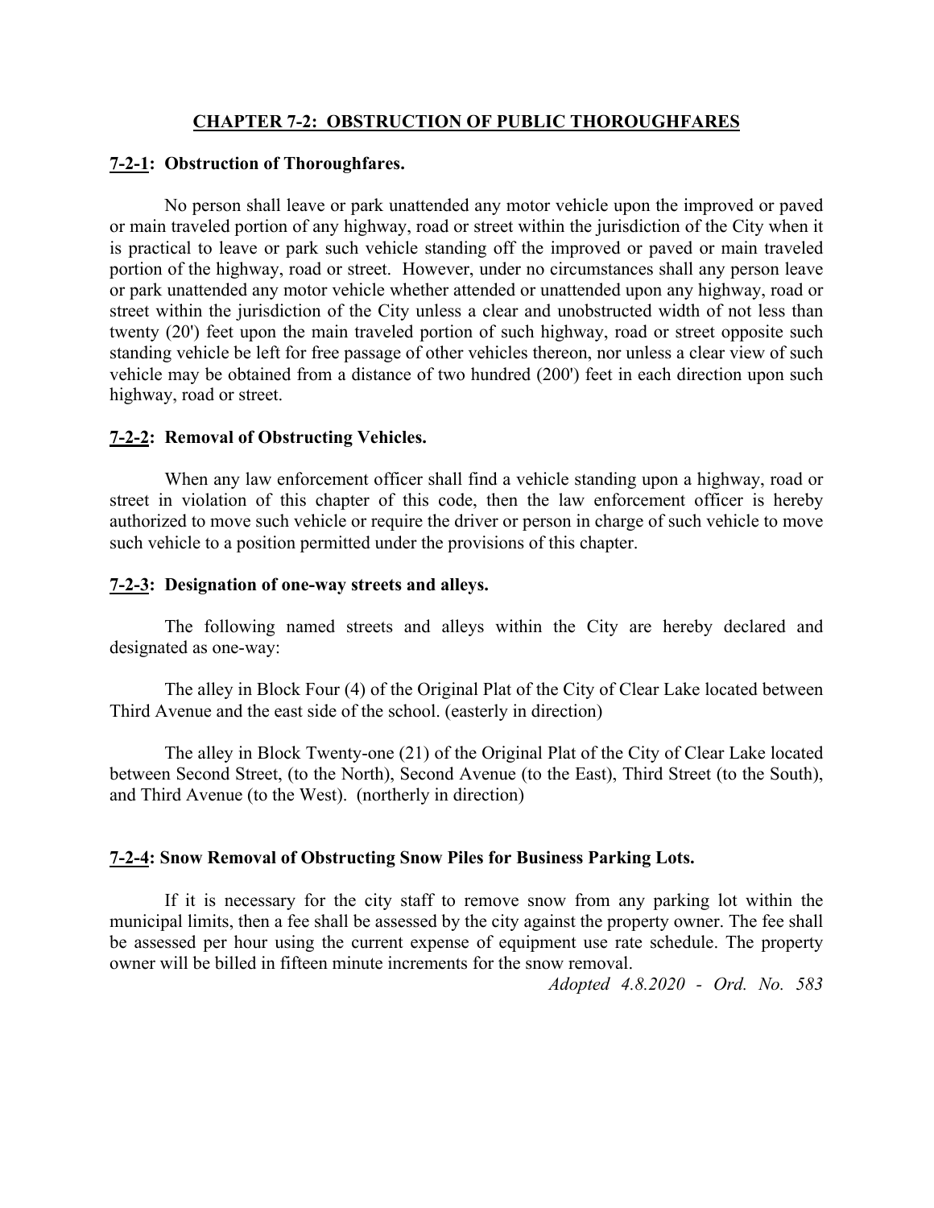## **CHAPTER 7-2: OBSTRUCTION OF PUBLIC THOROUGHFARES**

### **7-2-1: Obstruction of Thoroughfares.**

No person shall leave or park unattended any motor vehicle upon the improved or paved or main traveled portion of any highway, road or street within the jurisdiction of the City when it is practical to leave or park such vehicle standing off the improved or paved or main traveled portion of the highway, road or street. However, under no circumstances shall any person leave or park unattended any motor vehicle whether attended or unattended upon any highway, road or street within the jurisdiction of the City unless a clear and unobstructed width of not less than twenty (20') feet upon the main traveled portion of such highway, road or street opposite such standing vehicle be left for free passage of other vehicles thereon, nor unless a clear view of such vehicle may be obtained from a distance of two hundred (200') feet in each direction upon such highway, road or street.

### **7-2-2: Removal of Obstructing Vehicles.**

When any law enforcement officer shall find a vehicle standing upon a highway, road or street in violation of this chapter of this code, then the law enforcement officer is hereby authorized to move such vehicle or require the driver or person in charge of such vehicle to move such vehicle to a position permitted under the provisions of this chapter.

### **7-2-3: Designation of one-way streets and alleys.**

The following named streets and alleys within the City are hereby declared and designated as one-way:

The alley in Block Four (4) of the Original Plat of the City of Clear Lake located between Third Avenue and the east side of the school. (easterly in direction)

The alley in Block Twenty-one (21) of the Original Plat of the City of Clear Lake located between Second Street, (to the North), Second Avenue (to the East), Third Street (to the South), and Third Avenue (to the West). (northerly in direction)

### **7-2-4: Snow Removal of Obstructing Snow Piles for Business Parking Lots.**

If it is necessary for the city staff to remove snow from any parking lot within the municipal limits, then a fee shall be assessed by the city against the property owner. The fee shall be assessed per hour using the current expense of equipment use rate schedule. The property owner will be billed in fifteen minute increments for the snow removal.

*Adopted 4.8.2020 - Ord. No. 583*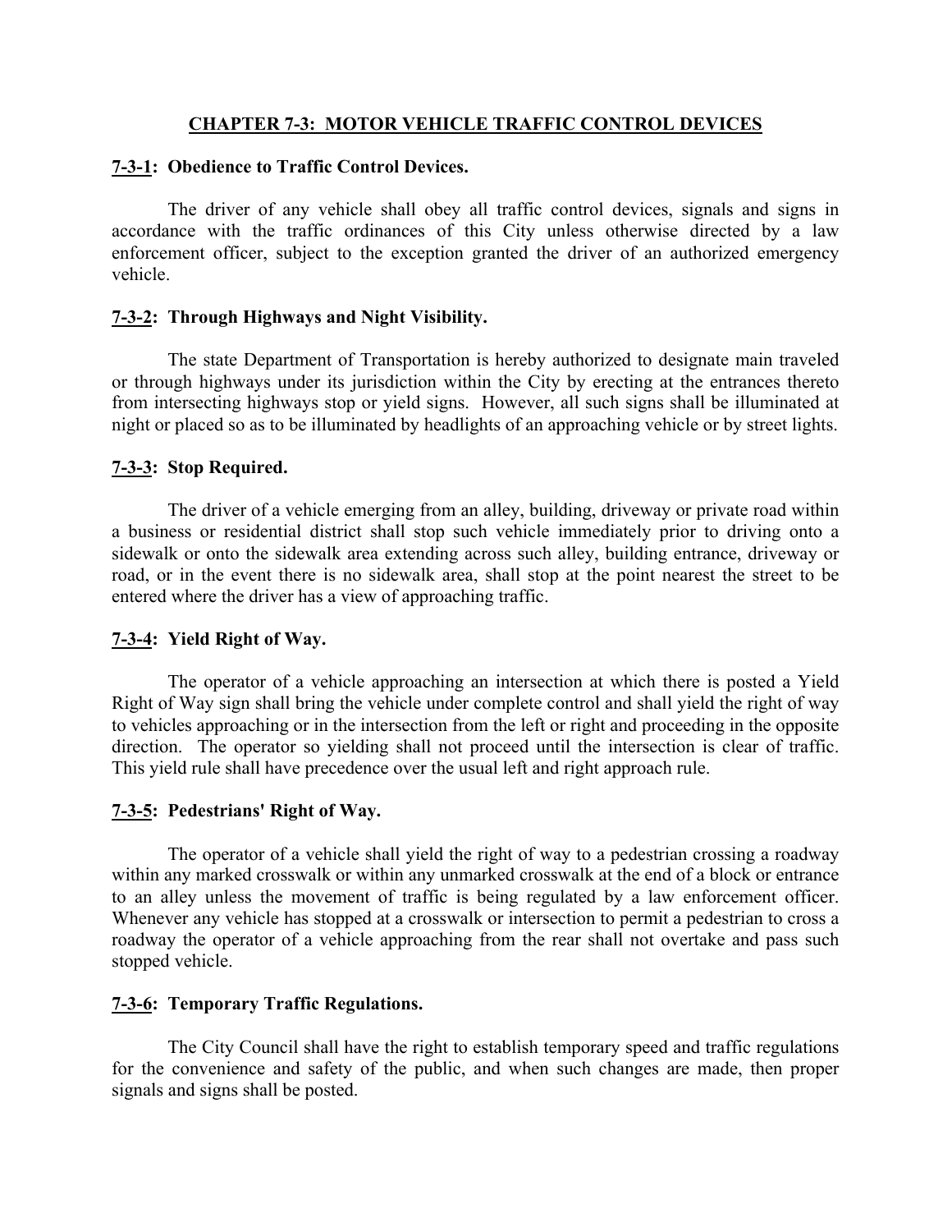# CHAPTER 7-3: MOTOR VEHICLE TRAFFIC CONTROL DEVICES

## 7-3-1: Obedience to Traffic Control Devices.

The driver of any vehicle shall obey all traffic control devices, signals and signs in accordance with the traffic ordinances of this City unless otherwise directed by a law enforcement officer, subject to the exception granted the driver of an authorized emergency vehicle.

## 7-3-2: Through Highways and Night Visibility.

The state Department of Transportation is hereby authorized to designate main traveled or through highways under its jurisdiction within the City by erecting at the entrances thereto from intersecting highways stop or yield signs. However, all such signs shall be illuminated at night or placed so as to be illuminated by headlights of an approaching vehicle or by street lights.

## 7-3-3: Stop Required.

The driver of a vehicle emerging from an alley, building, driveway or private road within a business or residential district shall stop such vehicle immediately prior to driving onto a sidewalk or onto the sidewalk area extending across such alley, building entrance, driveway or road, or in the event there is no sidewalk area, shall stop at the point nearest the street to be entered where the driver has a view of approaching traffic.

## 7-3-4: Yield Right of Way.

The operator of a vehicle approaching an intersection at which there is posted a Yield Right of Way sign shall bring the vehicle under complete control and shall yield the right of way to vehicles approaching or in the intersection from the left or right and proceeding in the opposite direction. The operator so yielding shall not proceed until the intersection is clear of traffic. This yield rule shall have precedence over the usual left and right approach rule.

## 7-3-5: Pedestrians' Right of Way.

The operator of a vehicle shall yield the right of way to a pedestrian crossing a roadway within any marked crosswalk or within any unmarked crosswalk at the end of a block or entrance to an alley unless the movement of traffic is being regulated by a law enforcement officer. Whenever any vehicle has stopped at a crosswalk or intersection to permit a pedestrian to cross a roadway the operator of a vehicle approaching from the rear shall not overtake and pass such stopped vehicle.

## 7-3-6: Temporary Traffic Regulations.

The City Council shall have the right to establish temporary speed and traffic regulations for the convenience and safety of the public, and when such changes are made, then proper signals and signs shall be posted.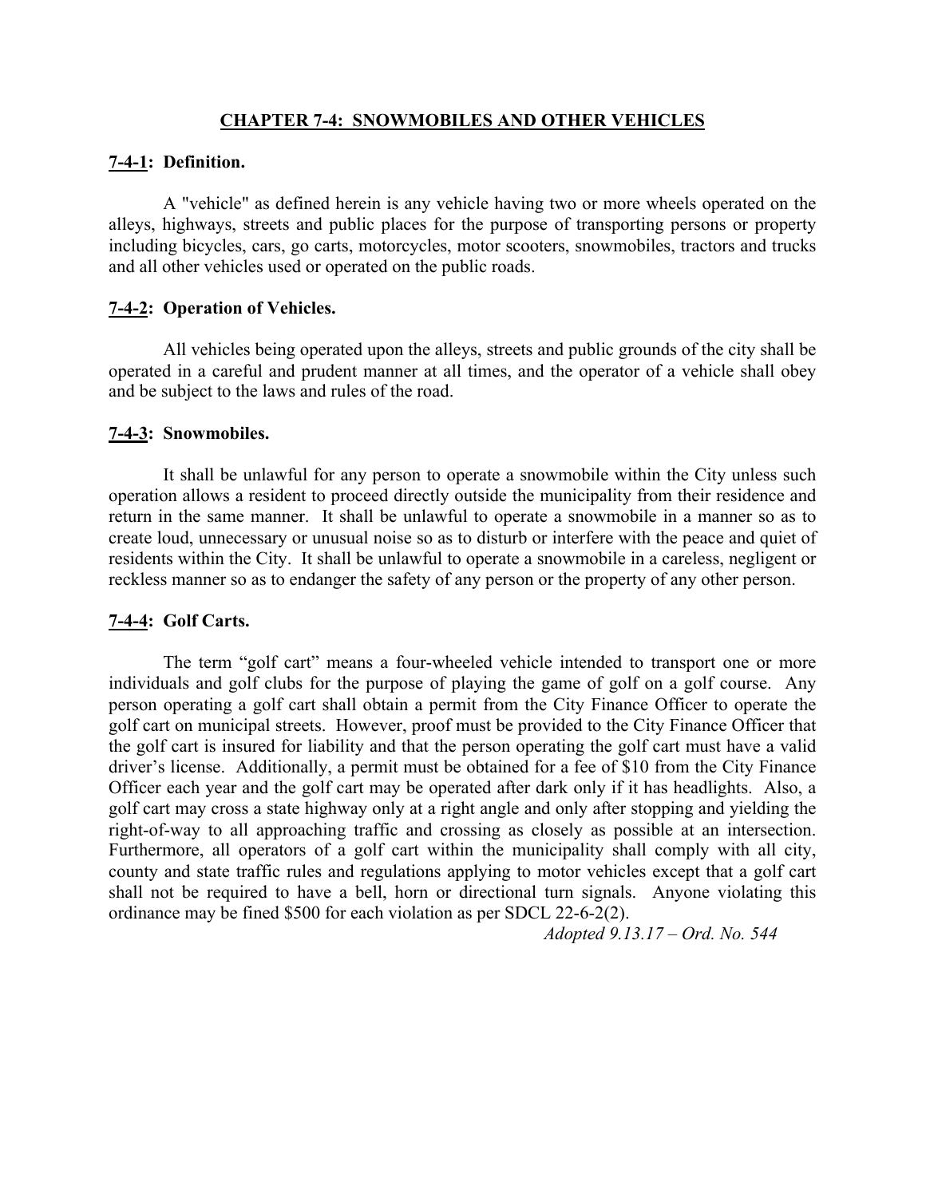# CHAPTER 7-4: SNOWMOBILES AND OTHER VEHICLES

## 7-4-1: Definition.

A "vehicle" as defined herein is any vehicle having two or more wheels operated on the alleys, highways, streets and public places for the purpose of transporting persons or property including bicycles, cars, go carts, motorcycles, motor scooters, snowmobiles, tractors and trucks and all other vehicles used or operated on the public roads.

## 7-4-2: Operation of Vehicles.

All vehicles being operated upon the alleys, streets and public grounds of the city shall be operated in a careful and prudent manner at all times, and the operator of a vehicle shall obey and be subject to the laws and rules of the road.

## 7-4-3: Snowmobiles.

It shall be unlawful for any person to operate a snowmobile within the City unless such operation allows a resident to proceed directly outside the municipality from their residence and return in the same manner. It shall be unlawful to operate a snowmobile in a manner so as to create loud, unnecessary or unusual noise so as to disturb or interfere with the peace and quiet of residents within the City. It shall be unlawful to operate a snowmobile in a careless, negligent or reckless manner so as to endanger the safety of any person or the property of any other person.

## 7-4-4: Golf Carts.

The term "golf cart" means a four-wheeled vehicle intended to transport one or more individuals and golf clubs for the purpose of playing the game of golf on a golf course. Any person operating a golf cart shall obtain a permit from the City Finance Officer to operate the golf cart on municipal streets. However, proof must be provided to the City Finance Officer that the golf cart is insured for liability and that the person operating the golf cart must have a valid driver's license. Additionally, a permit must be obtained for a fee of $10 from the City Finance Officer each year and the golf cart may be operated after dark only if it has headlights. Also, a golf cart may cross a state highway only at a right angle and only after stopping and yielding the right-of-way to all approaching traffic and crossing as closely as possible at an intersection. Furthermore, all operators of a golf cart within the municipality shall comply with all city, county and state traffic rules and regulations applying to motor vehicles except that a golf cart shall not be required to have a bell, horn or directional turn signals. Anyone violating this ordinance may be fined $500 for each violation as per SDCL 22-6-2(2).

*Adopted 9.13.17 – Ord. No. 544*